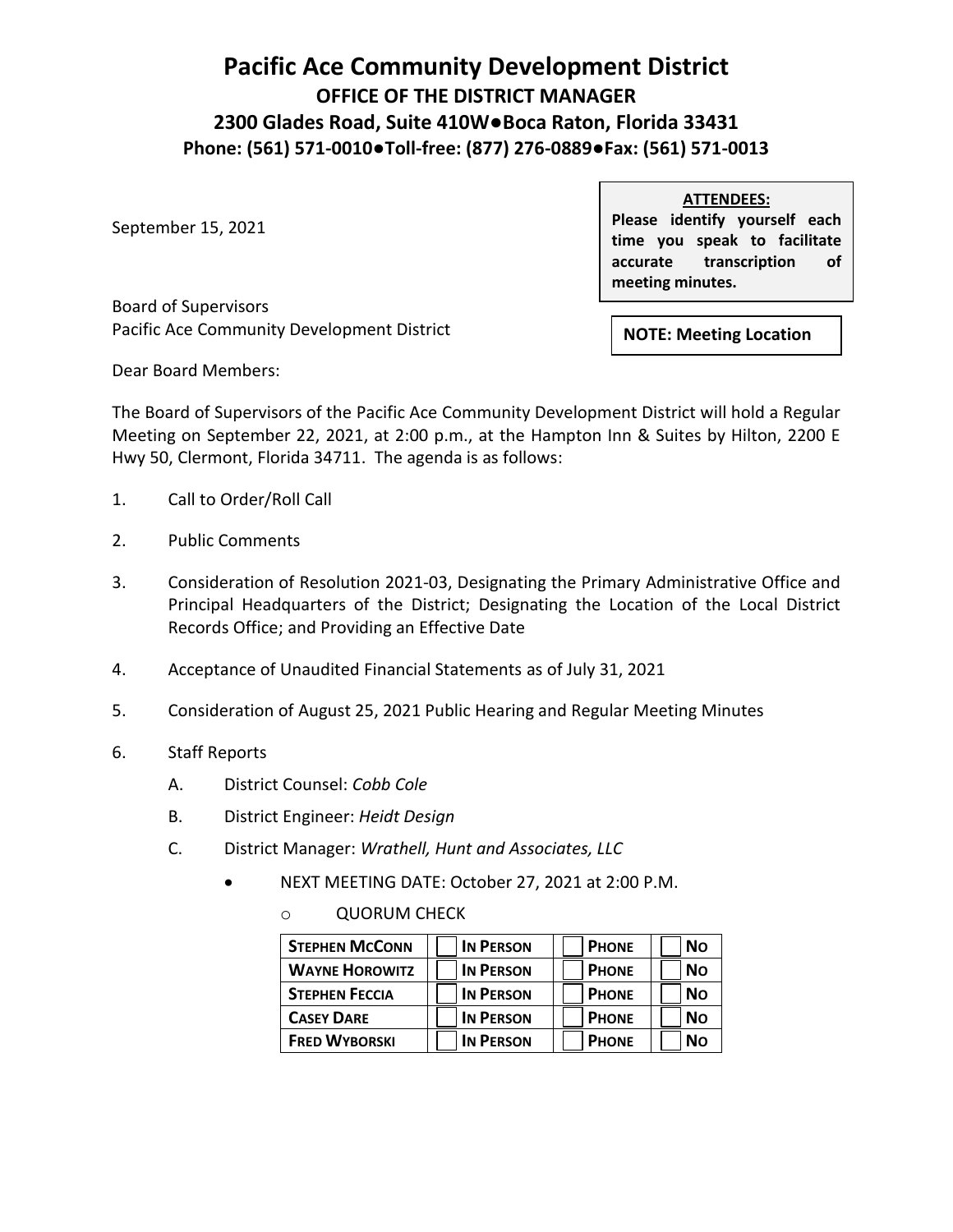# Pacific Ace Community Development District

## OFFICE OF THE DISTRICT MANAGER

### 2300 Glades Road, Suite 410W●Boca Raton, Florida 33431

### Phone: (561) 571-0010●Toll-free: (877) 276-0889●Fax: (561) 571-0013

September 15, 2021

**ATTENDEES:**
**Please identify yourself each time you speak to facilitate accurate transcription of meeting minutes.**

Board of Supervisors
Pacific Ace Community Development District

**NOTE: Meeting Location**

Dear Board Members:

The Board of Supervisors of the Pacific Ace Community Development District will hold a Regular Meeting on September 22, 2021, at 2:00 p.m., at the Hampton Inn & Suites by Hilton, 2200 E Hwy 50, Clermont, Florida 34711. The agenda is as follows:

1. Call to Order/Roll Call
2. Public Comments
3. Consideration of Resolution 2021-03, Designating the Primary Administrative Office and Principal Headquarters of the District; Designating the Location of the Local District Records Office; and Providing an Effective Date
4. Acceptance of Unaudited Financial Statements as of July 31, 2021
5. Consideration of August 25, 2021 Public Hearing and Regular Meeting Minutes
6. Staff Reports
   - A. District Counsel: *Cobb Cole*
   - B. District Engineer: *Heidt Design*
   - C. District Manager: *Wrathell, Hunt and Associates, LLC*
     - NEXT MEETING DATE: October 27, 2021 at 2:00 P.M.
       - QUORUM CHECK

| | | | |
|---|---|---|---|
| **STEPHEN MCCONN** | ☐ **IN PERSON** | ☐ **PHONE** | ☐ **NO** |
| **WAYNE HOROWITZ** | ☐ **IN PERSON** | ☐ **PHONE** | ☐ **NO** |
| **STEPHEN FECCIA** | ☐ **IN PERSON** | ☐ **PHONE** | ☐ **NO** |
| **CASEY DARE** | ☐ **IN PERSON** | ☐ **PHONE** | ☐ **NO** |
| **FRED WYBORSKI** | ☐ **IN PERSON** | ☐ **PHONE** | ☐ **NO** |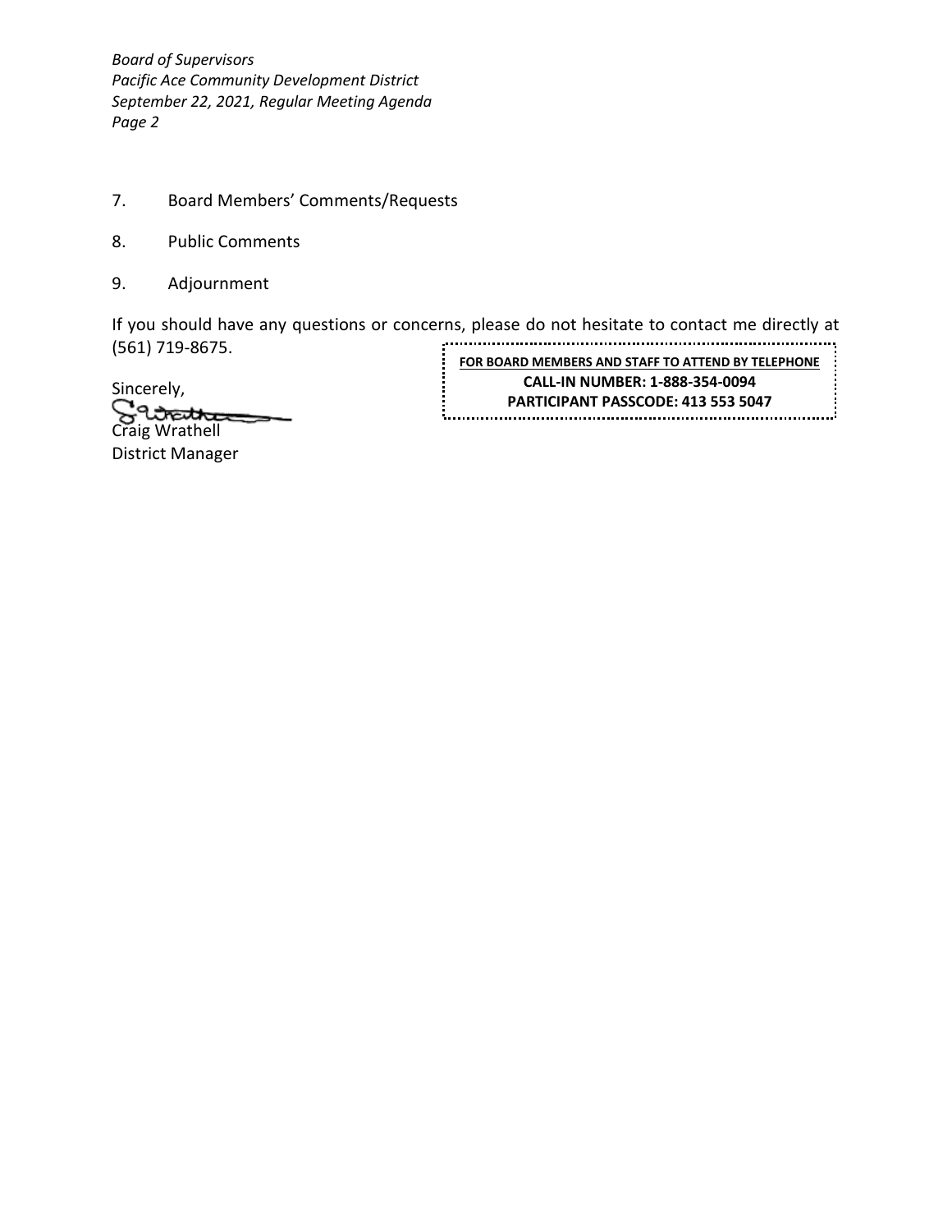7. Board Members' Comments/Requests

8. Public Comments

9. Adjournment

If you should have any questions or concerns, please do not hesitate to contact me directly at (561) 719-8675.

**FOR BOARD MEMBERS AND STAFF TO ATTEND BY TELEPHONE**
**CALL-IN NUMBER: 1-888-354-0094**
**PARTICIPANT PASSCODE: 413 553 5047**

Sincerely,

Craig Wrathell
District Manager